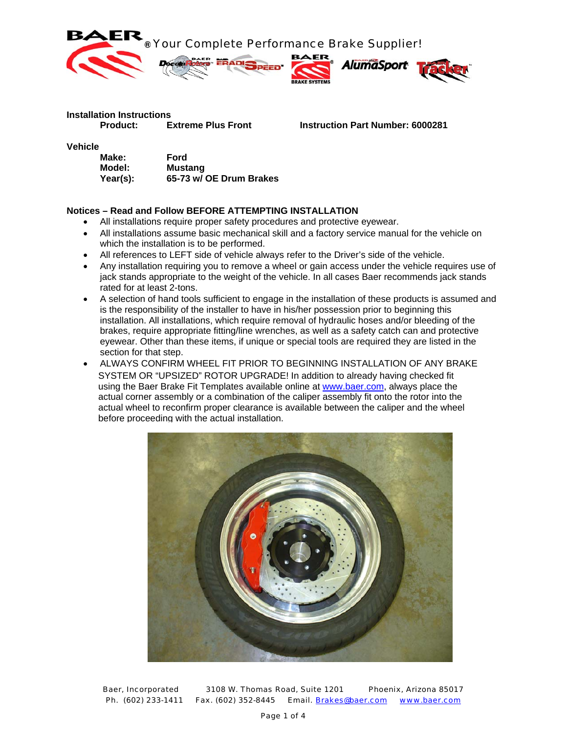BAER® Your Complete Performance Brake Supplier!

**Installation Instructions**

**Product:** **Extreme Plus Front** **Instruction Part Number: 6000281**

**Vehicle**

**Make:** **Ford**
**Model:** **Mustang**
**Year(s):** **65-73 w/ OE Drum Brakes**

**Notices – Read and Follow BEFORE ATTEMPTING INSTALLATION**

- All installations require proper safety procedures and protective eyewear.
- All installations assume basic mechanical skill and a factory service manual for the vehicle on which the installation is to be performed.
- All references to LEFT side of vehicle always refer to the Driver's side of the vehicle.
- Any installation requiring you to remove a wheel or gain access under the vehicle requires use of jack stands appropriate to the weight of the vehicle. In all cases Baer recommends jack stands rated for at least 2-tons.
- A selection of hand tools sufficient to engage in the installation of these products is assumed and is the responsibility of the installer to have in his/her possession prior to beginning this installation. All installations, which require removal of hydraulic hoses and/or bleeding of the brakes, require appropriate fitting/line wrenches, as well as a safety catch can and protective eyewear. Other than these items, if unique or special tools are required they are listed in the section for that step.
- ALWAYS CONFIRM WHEEL FIT PRIOR TO BEGINNING INSTALLATION OF ANY BRAKE SYSTEM OR "UPSIZED" ROTOR UPGRADE! In addition to already having checked fit using the Baer Brake Fit Templates available online at www.baer.com, always place the actual corner assembly or a combination of the caliper assembly fit onto the rotor into the actual wheel to reconfirm proper clearance is available between the caliper and the wheel before proceeding with the actual installation.

Baer, Incorporated 3108 W. Thomas Road, Suite 1201 Phoenix, Arizona 85017
Ph. (602) 233-1411 Fax. (602) 352-8445 Email. Brakes@baer.com www.baer.com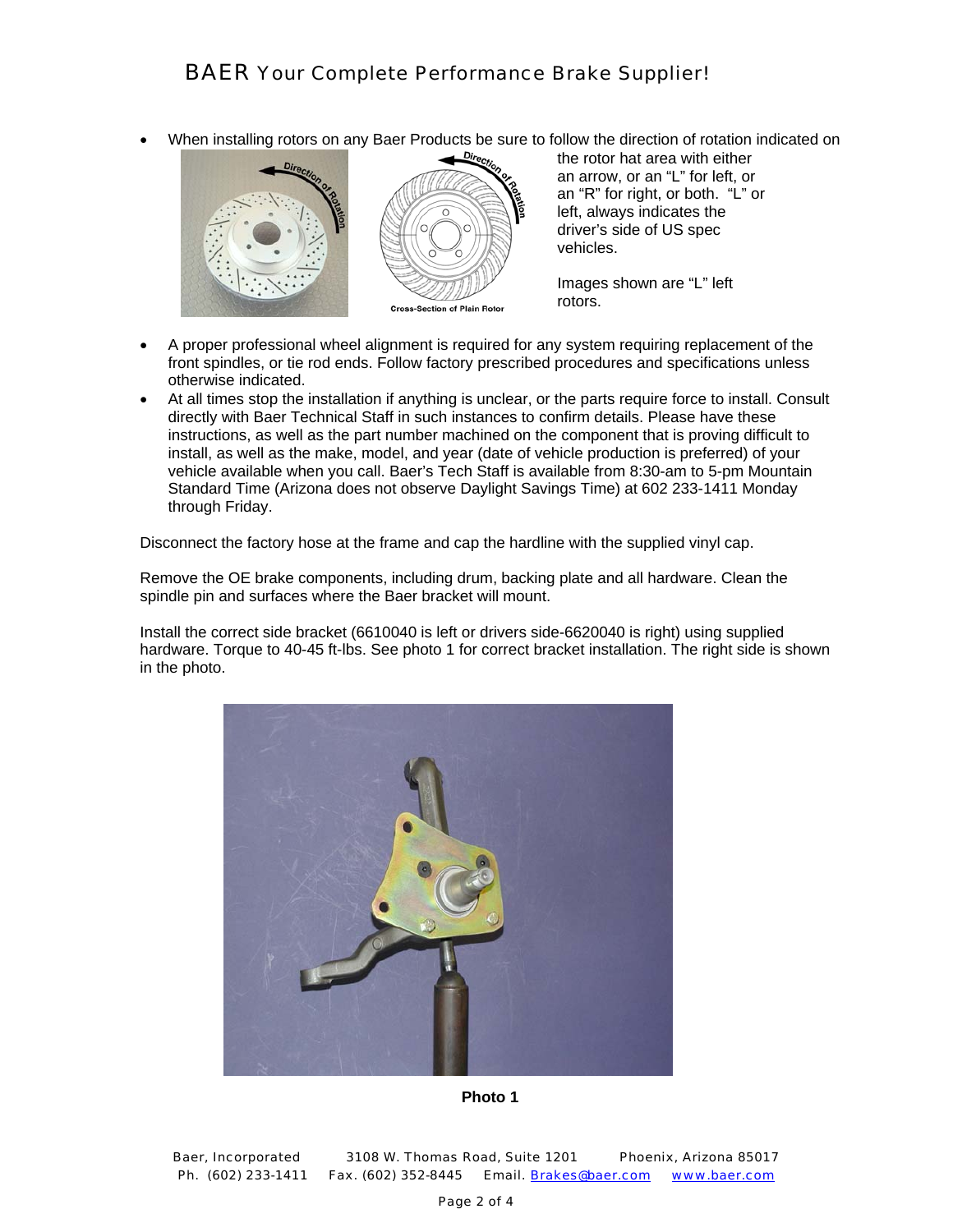- When installing rotors on any Baer Products be sure to follow the direction of rotation indicated on the rotor hat area with either an arrow, or an "L" for left, or an "R" for right, or both. "L" or left, always indicates the driver's side of US spec vehicles.

  Images shown are "L" left rotors.

- A proper professional wheel alignment is required for any system requiring replacement of the front spindles, or tie rod ends. Follow factory prescribed procedures and specifications unless otherwise indicated.
- At all times stop the installation if anything is unclear, or the parts require force to install. Consult directly with Baer Technical Staff in such instances to confirm details. Please have these instructions, as well as the part number machined on the component that is proving difficult to install, as well as the make, model, and year (date of vehicle production is preferred) of your vehicle available when you call. Baer's Tech Staff is available from 8:30-am to 5-pm Mountain Standard Time (Arizona does not observe Daylight Savings Time) at 602 233-1411 Monday through Friday.

Disconnect the factory hose at the frame and cap the hardline with the supplied vinyl cap.

Remove the OE brake components, including drum, backing plate and all hardware. Clean the spindle pin and surfaces where the Baer bracket will mount.

Install the correct side bracket (6610040 is left or drivers side-6620040 is right) using supplied hardware. Torque to 40-45 ft-lbs. See photo 1 for correct bracket installation. The right side is shown in the photo.

**Photo 1**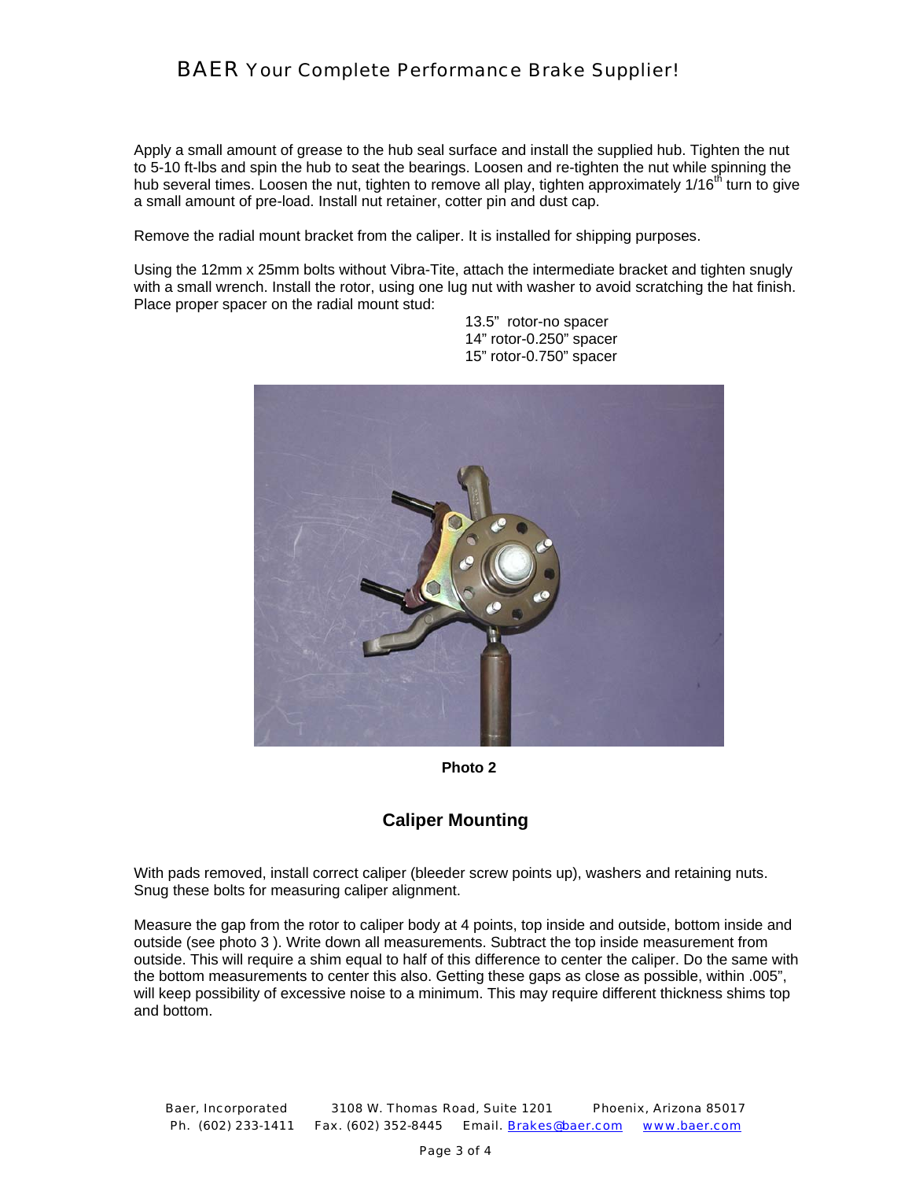Apply a small amount of grease to the hub seal surface and install the supplied hub. Tighten the nut to 5-10 ft-lbs and spin the hub to seat the bearings. Loosen and re-tighten the nut while spinning the hub several times. Loosen the nut, tighten to remove all play, tighten approximately 1/16th turn to give a small amount of pre-load. Install nut retainer, cotter pin and dust cap.

Remove the radial mount bracket from the caliper. It is installed for shipping purposes.

Using the 12mm x 25mm bolts without Vibra-Tite, attach the intermediate bracket and tighten snugly with a small wrench. Install the rotor, using one lug nut with washer to avoid scratching the hat finish. Place proper spacer on the radial mount stud:

13.5" rotor-no spacer
14" rotor-0.250" spacer
15" rotor-0.750" spacer

**Photo 2**

## Caliper Mounting

With pads removed, install correct caliper (bleeder screw points up), washers and retaining nuts. Snug these bolts for measuring caliper alignment.

Measure the gap from the rotor to caliper body at 4 points, top inside and outside, bottom inside and outside (see photo 3 ). Write down all measurements. Subtract the top inside measurement from outside. This will require a shim equal to half of this difference to center the caliper. Do the same with the bottom measurements to center this also. Getting these gaps as close as possible, within .005", will keep possibility of excessive noise to a minimum. This may require different thickness shims top and bottom.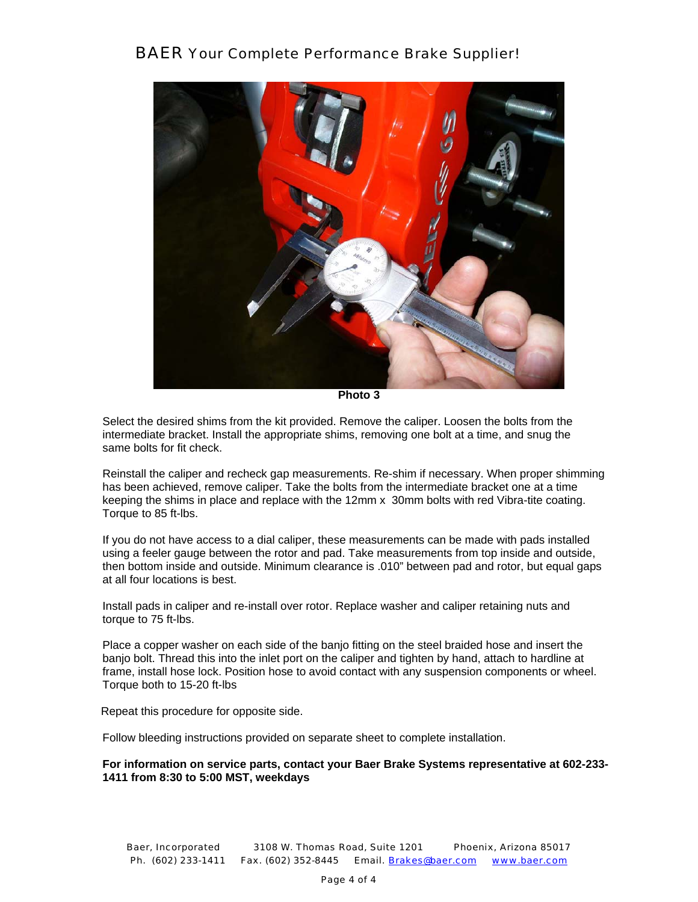Photo 3

Select the desired shims from the kit provided. Remove the caliper. Loosen the bolts from the intermediate bracket. Install the appropriate shims, removing one bolt at a time, and snug the same bolts for fit check.

Reinstall the caliper and recheck gap measurements. Re-shim if necessary. When proper shimming has been achieved, remove caliper. Take the bolts from the intermediate bracket one at a time keeping the shims in place and replace with the 12mm x 30mm bolts with red Vibra-tite coating. Torque to 85 ft-lbs.

If you do not have access to a dial caliper, these measurements can be made with pads installed using a feeler gauge between the rotor and pad. Take measurements from top inside and outside, then bottom inside and outside. Minimum clearance is .010" between pad and rotor, but equal gaps at all four locations is best.

Install pads in caliper and re-install over rotor. Replace washer and caliper retaining nuts and torque to 75 ft-lbs.

Place a copper washer on each side of the banjo fitting on the steel braided hose and insert the banjo bolt. Thread this into the inlet port on the caliper and tighten by hand, attach to hardline at frame, install hose lock. Position hose to avoid contact with any suspension components or wheel. Torque both to 15-20 ft-lbs

Repeat this procedure for opposite side.

Follow bleeding instructions provided on separate sheet to complete installation.

**For information on service parts, contact your Baer Brake Systems representative at 602-233-1411 from 8:30 to 5:00 MST, weekdays**